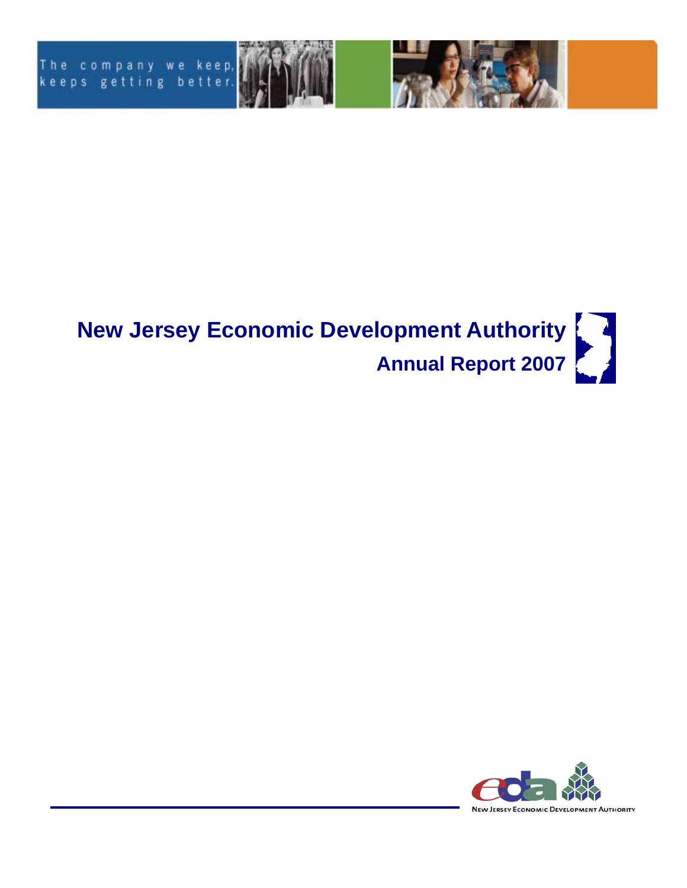The company we keep, keeps getting better.

# New Jersey Economic Development Authority

## Annual Report 2007

New Jersey Economic Development Authority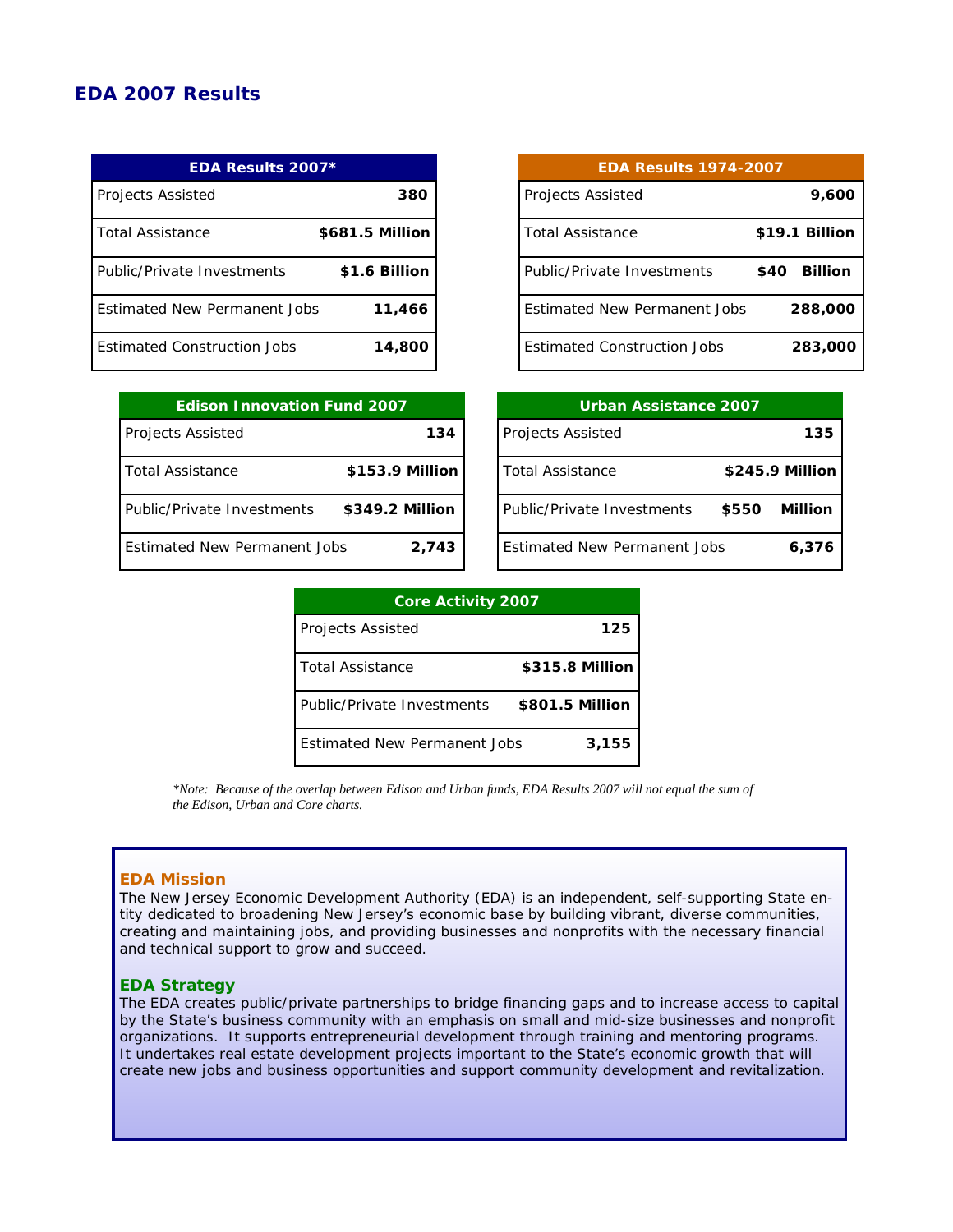## EDA 2007 Results

| EDA Results 2007* | |
|---|---|
| Projects Assisted | **380** |
| Total Assistance | **$681.5 Million** |
| Public/Private Investments | **$1.6 Billion** |
| Estimated New Permanent Jobs | **11,466** |
| Estimated Construction Jobs | **14,800** |

| EDA Results 1974-2007 | |
|---|---|
| Projects Assisted | **9,600** |
| Total Assistance | **$19.1 Billion** |
| Public/Private Investments | **$40 Billion** |
| Estimated New Permanent Jobs | **288,000** |
| Estimated Construction Jobs | **283,000** |

| Edison Innovation Fund 2007 | |
|---|---|
| Projects Assisted | **134** |
| Total Assistance | **$153.9 Million** |
| Public/Private Investments | **$349.2 Million** |
| Estimated New Permanent Jobs | **2,743** |

| Urban Assistance 2007 | |
|---|---|
| Projects Assisted | **135** |
| Total Assistance | **$245.9 Million** |
| Public/Private Investments | **$550 Million** |
| Estimated New Permanent Jobs | **6,376** |

| Core Activity 2007 | |
|---|---|
| Projects Assisted | **125** |
| Total Assistance | **$315.8 Million** |
| Public/Private Investments | **$801.5 Million** |
| Estimated New Permanent Jobs | **3,155** |

*\*Note: Because of the overlap between Edison and Urban funds, EDA Results 2007 will not equal the sum of the Edison, Urban and Core charts.*

### EDA Mission

The New Jersey Economic Development Authority (EDA) is an independent, self-supporting State entity dedicated to broadening New Jersey's economic base by building vibrant, diverse communities, creating and maintaining jobs, and providing businesses and nonprofits with the necessary financial and technical support to grow and succeed.

### EDA Strategy

The EDA creates public/private partnerships to bridge financing gaps and to increase access to capital by the State's business community with an emphasis on small and mid-size businesses and nonprofit organizations. It supports entrepreneurial development through training and mentoring programs. It undertakes real estate development projects important to the State's economic growth that will create new jobs and business opportunities and support community development and revitalization.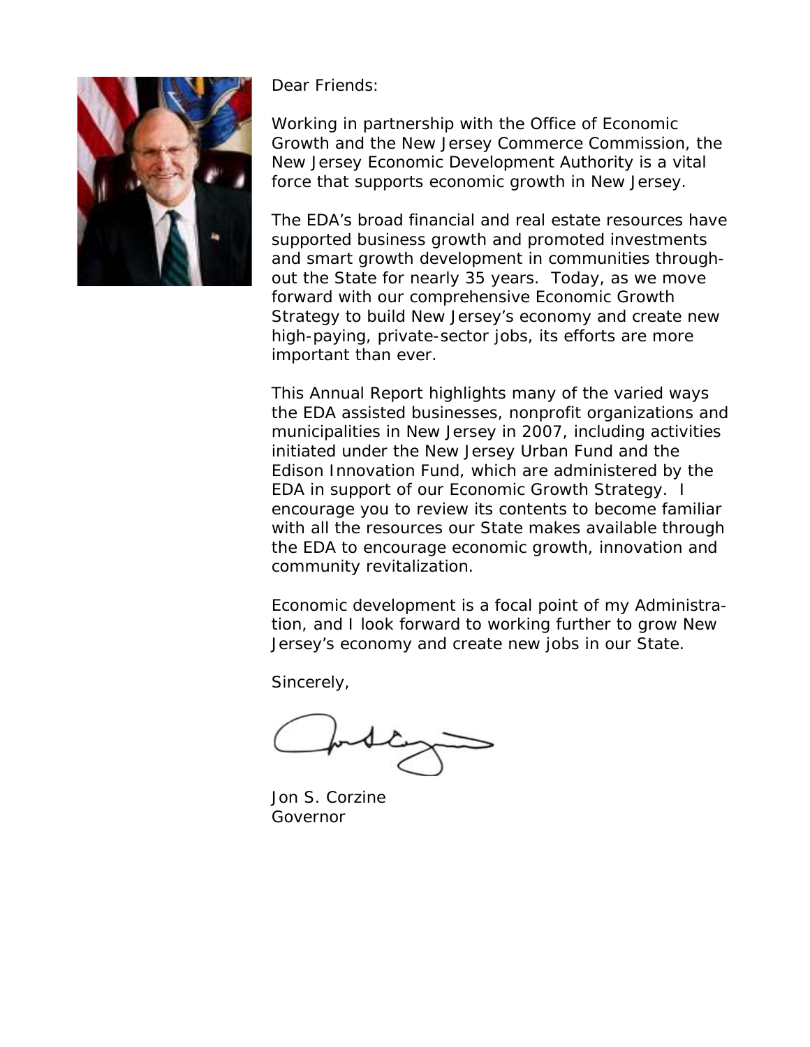Dear Friends:

Working in partnership with the Office of Economic Growth and the New Jersey Commerce Commission, the New Jersey Economic Development Authority is a vital force that supports economic growth in New Jersey.

The EDA's broad financial and real estate resources have supported business growth and promoted investments and smart growth development in communities throughout the State for nearly 35 years. Today, as we move forward with our comprehensive Economic Growth Strategy to build New Jersey's economy and create new high-paying, private-sector jobs, its efforts are more important than ever.

This Annual Report highlights many of the varied ways the EDA assisted businesses, nonprofit organizations and municipalities in New Jersey in 2007, including activities initiated under the New Jersey Urban Fund and the Edison Innovation Fund, which are administered by the EDA in support of our Economic Growth Strategy. I encourage you to review its contents to become familiar with all the resources our State makes available through the EDA to encourage economic growth, innovation and community revitalization.

Economic development is a focal point of my Administration, and I look forward to working further to grow New Jersey's economy and create new jobs in our State.

Sincerely,

Jon S. Corzine
Governor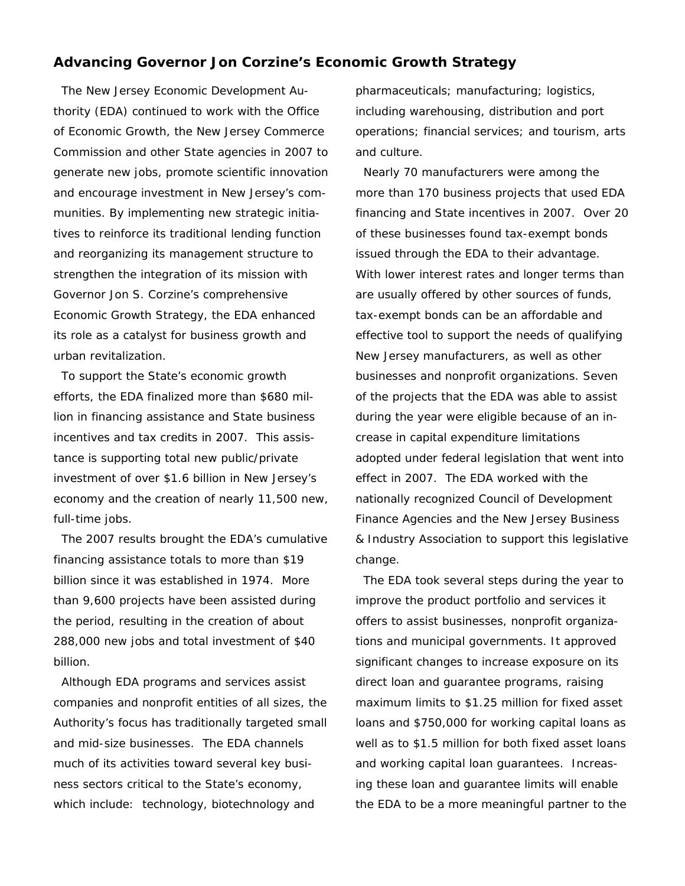## Advancing Governor Jon Corzine's Economic Growth Strategy

The New Jersey Economic Development Authority (EDA) continued to work with the Office of Economic Growth, the New Jersey Commerce Commission and other State agencies in 2007 to generate new jobs, promote scientific innovation and encourage investment in New Jersey's communities. By implementing new strategic initiatives to reinforce its traditional lending function and reorganizing its management structure to strengthen the integration of its mission with Governor Jon S. Corzine's comprehensive Economic Growth Strategy, the EDA enhanced its role as a catalyst for business growth and urban revitalization.

To support the State's economic growth efforts, the EDA finalized more than $680 million in financing assistance and State business incentives and tax credits in 2007. This assistance is supporting total new public/private investment of over $1.6 billion in New Jersey's economy and the creation of nearly 11,500 new, full-time jobs.

The 2007 results brought the EDA's cumulative financing assistance totals to more than $19 billion since it was established in 1974. More than 9,600 projects have been assisted during the period, resulting in the creation of about 288,000 new jobs and total investment of $40 billion.

Although EDA programs and services assist companies and nonprofit entities of all sizes, the Authority's focus has traditionally targeted small and mid-size businesses. The EDA channels much of its activities toward several key business sectors critical to the State's economy, which include: technology, biotechnology and pharmaceuticals; manufacturing; logistics, including warehousing, distribution and port operations; financial services; and tourism, arts and culture.

Nearly 70 manufacturers were among the more than 170 business projects that used EDA financing and State incentives in 2007. Over 20 of these businesses found tax-exempt bonds issued through the EDA to their advantage. With lower interest rates and longer terms than are usually offered by other sources of funds, tax-exempt bonds can be an affordable and effective tool to support the needs of qualifying New Jersey manufacturers, as well as other businesses and nonprofit organizations. Seven of the projects that the EDA was able to assist during the year were eligible because of an increase in capital expenditure limitations adopted under federal legislation that went into effect in 2007. The EDA worked with the nationally recognized Council of Development Finance Agencies and the New Jersey Business & Industry Association to support this legislative change.

The EDA took several steps during the year to improve the product portfolio and services it offers to assist businesses, nonprofit organizations and municipal governments. It approved significant changes to increase exposure on its direct loan and guarantee programs, raising maximum limits to $1.25 million for fixed asset loans and $750,000 for working capital loans as well as to $1.5 million for both fixed asset loans and working capital loan guarantees. Increasing these loan and guarantee limits will enable the EDA to be a more meaningful partner to the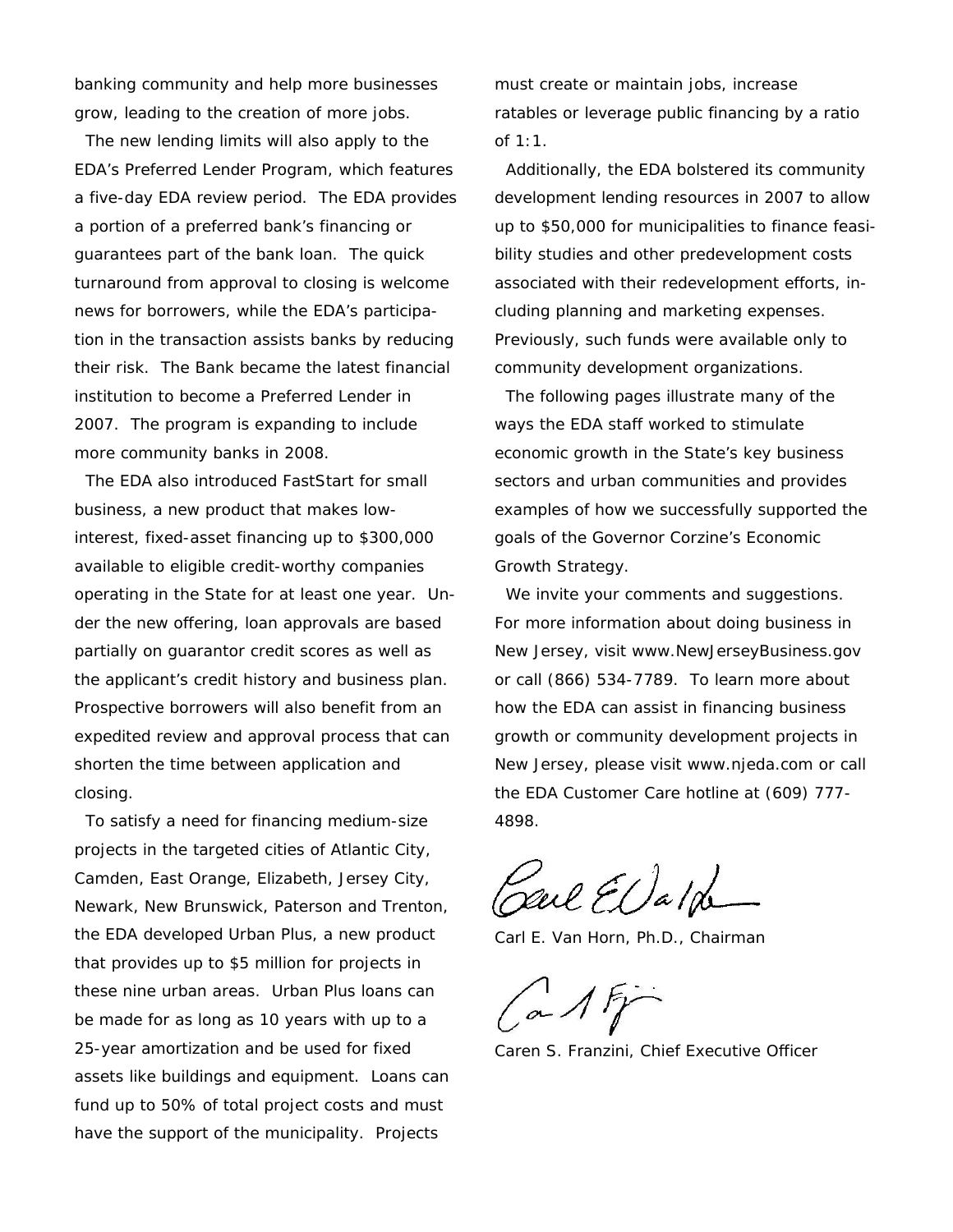banking community and help more businesses grow, leading to the creation of more jobs.

The new lending limits will also apply to the EDA's Preferred Lender Program, which features a five-day EDA review period. The EDA provides a portion of a preferred bank's financing or guarantees part of the bank loan. The quick turnaround from approval to closing is welcome news for borrowers, while the EDA's participation in the transaction assists banks by reducing their risk. The Bank became the latest financial institution to become a Preferred Lender in 2007. The program is expanding to include more community banks in 2008.

The EDA also introduced FastStart for small business, a new product that makes low-interest, fixed-asset financing up to $300,000 available to eligible credit-worthy companies operating in the State for at least one year. Under the new offering, loan approvals are based partially on guarantor credit scores as well as the applicant's credit history and business plan. Prospective borrowers will also benefit from an expedited review and approval process that can shorten the time between application and closing.

To satisfy a need for financing medium-size projects in the targeted cities of Atlantic City, Camden, East Orange, Elizabeth, Jersey City, Newark, New Brunswick, Paterson and Trenton, the EDA developed Urban Plus, a new product that provides up to $5 million for projects in these nine urban areas. Urban Plus loans can be made for as long as 10 years with up to a 25-year amortization and be used for fixed assets like buildings and equipment. Loans can fund up to 50% of total project costs and must have the support of the municipality. Projects must create or maintain jobs, increase ratables or leverage public financing by a ratio of 1:1.

Additionally, the EDA bolstered its community development lending resources in 2007 to allow up to $50,000 for municipalities to finance feasibility studies and other predevelopment costs associated with their redevelopment efforts, including planning and marketing expenses. Previously, such funds were available only to community development organizations.

The following pages illustrate many of the ways the EDA staff worked to stimulate economic growth in the State's key business sectors and urban communities and provides examples of how we successfully supported the goals of the Governor Corzine's Economic Growth Strategy.

We invite your comments and suggestions. For more information about doing business in New Jersey, visit www.NewJerseyBusiness.gov or call (866) 534-7789. To learn more about how the EDA can assist in financing business growth or community development projects in New Jersey, please visit www.njeda.com or call the EDA Customer Care hotline at (609) 777-4898.

Carl E. Van Horn, Ph.D., Chairman

Caren S. Franzini, Chief Executive Officer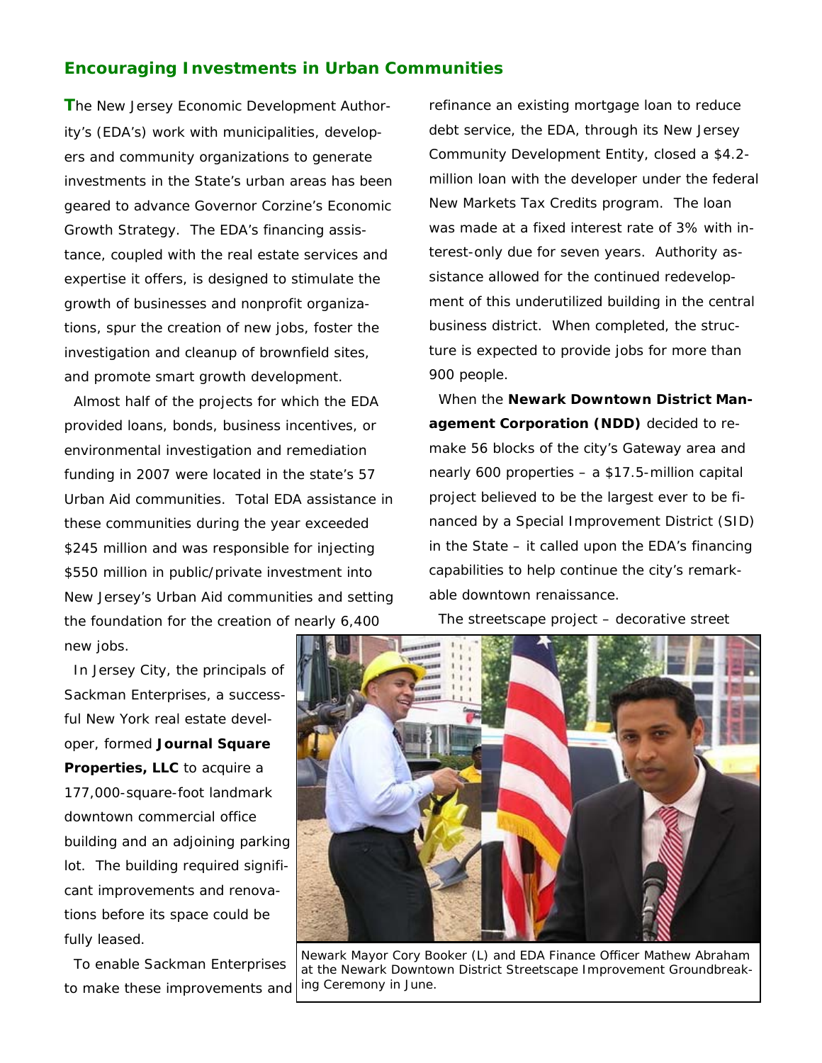## Encouraging Investments in Urban Communities

The New Jersey Economic Development Authority's (EDA's) work with municipalities, developers and community organizations to generate investments in the State's urban areas has been geared to advance Governor Corzine's Economic Growth Strategy. The EDA's financing assistance, coupled with the real estate services and expertise it offers, is designed to stimulate the growth of businesses and nonprofit organizations, spur the creation of new jobs, foster the investigation and cleanup of brownfield sites, and promote smart growth development.

Almost half of the projects for which the EDA provided loans, bonds, business incentives, or environmental investigation and remediation funding in 2007 were located in the state's 57 Urban Aid communities. Total EDA assistance in these communities during the year exceeded $245 million and was responsible for injecting $550 million in public/private investment into New Jersey's Urban Aid communities and setting the foundation for the creation of nearly 6,400 new jobs.

In Jersey City, the principals of Sackman Enterprises, a successful New York real estate developer, formed **Journal Square Properties, LLC** to acquire a 177,000-square-foot landmark downtown commercial office building and an adjoining parking lot. The building required significant improvements and renovations before its space could be fully leased.

To enable Sackman Enterprises to make these improvements and refinance an existing mortgage loan to reduce debt service, the EDA, through its New Jersey Community Development Entity, closed a $4.2-million loan with the developer under the federal New Markets Tax Credits program. The loan was made at a fixed interest rate of 3% with interest-only due for seven years. Authority assistance allowed for the continued redevelopment of this underutilized building in the central business district. When completed, the structure is expected to provide jobs for more than 900 people.

When the **Newark Downtown District Management Corporation (NDD)** decided to remake 56 blocks of the city's Gateway area and nearly 600 properties – a $17.5-million capital project believed to be the largest ever to be financed by a Special Improvement District (SID) in the State – it called upon the EDA's financing capabilities to help continue the city's remarkable downtown renaissance.

The streetscape project – decorative street

Newark Mayor Cory Booker (L) and EDA Finance Officer Mathew Abraham at the Newark Downtown District Streetscape Improvement Groundbreaking Ceremony in June.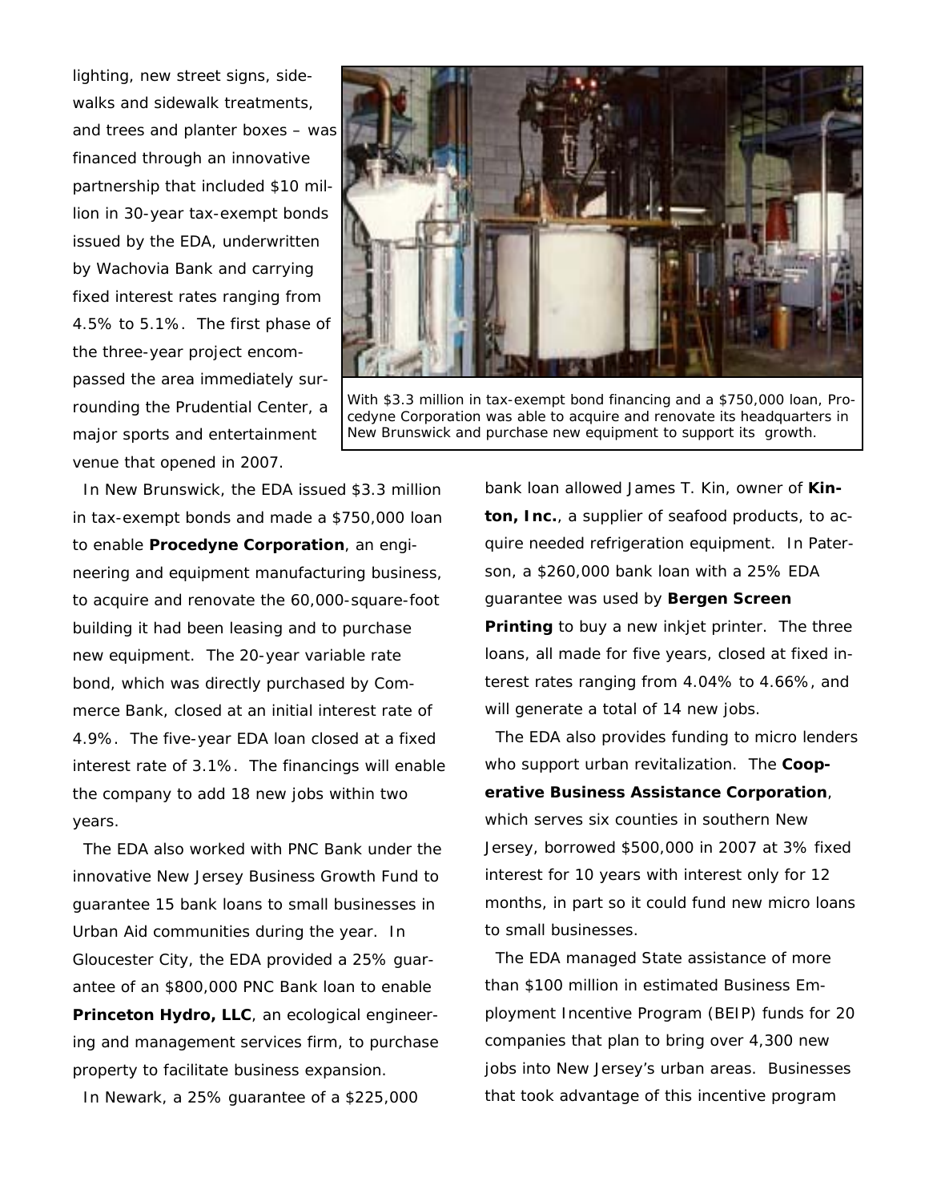lighting, new street signs, sidewalks and sidewalk treatments, and trees and planter boxes – was financed through an innovative partnership that included $10 million in 30-year tax-exempt bonds issued by the EDA, underwritten by Wachovia Bank and carrying fixed interest rates ranging from 4.5% to 5.1%. The first phase of the three-year project encompassed the area immediately surrounding the Prudential Center, a major sports and entertainment venue that opened in 2007.

With $3.3 million in tax-exempt bond financing and a $750,000 loan, Procedyne Corporation was able to acquire and renovate its headquarters in New Brunswick and purchase new equipment to support its growth.

In New Brunswick, the EDA issued $3.3 million in tax-exempt bonds and made a $750,000 loan to enable **Procedyne Corporation**, an engineering and equipment manufacturing business, to acquire and renovate the 60,000-square-foot building it had been leasing and to purchase new equipment. The 20-year variable rate bond, which was directly purchased by Commerce Bank, closed at an initial interest rate of 4.9%. The five-year EDA loan closed at a fixed interest rate of 3.1%. The financings will enable the company to add 18 new jobs within two years.

The EDA also worked with PNC Bank under the innovative New Jersey Business Growth Fund to guarantee 15 bank loans to small businesses in Urban Aid communities during the year. In Gloucester City, the EDA provided a 25% guarantee of an $800,000 PNC Bank loan to enable **Princeton Hydro, LLC**, an ecological engineering and management services firm, to purchase property to facilitate business expansion.

In Newark, a 25% guarantee of a $225,000 bank loan allowed James T. Kin, owner of **Kinton, Inc.**, a supplier of seafood products, to acquire needed refrigeration equipment. In Paterson, a $260,000 bank loan with a 25% EDA guarantee was used by **Bergen Screen Printing** to buy a new inkjet printer. The three loans, all made for five years, closed at fixed interest rates ranging from 4.04% to 4.66%, and will generate a total of 14 new jobs.

The EDA also provides funding to micro lenders who support urban revitalization. The **Cooperative Business Assistance Corporation**, which serves six counties in southern New Jersey, borrowed $500,000 in 2007 at 3% fixed interest for 10 years with interest only for 12 months, in part so it could fund new micro loans to small businesses.

The EDA managed State assistance of more than $100 million in estimated Business Employment Incentive Program (BEIP) funds for 20 companies that plan to bring over 4,300 new jobs into New Jersey's urban areas. Businesses that took advantage of this incentive program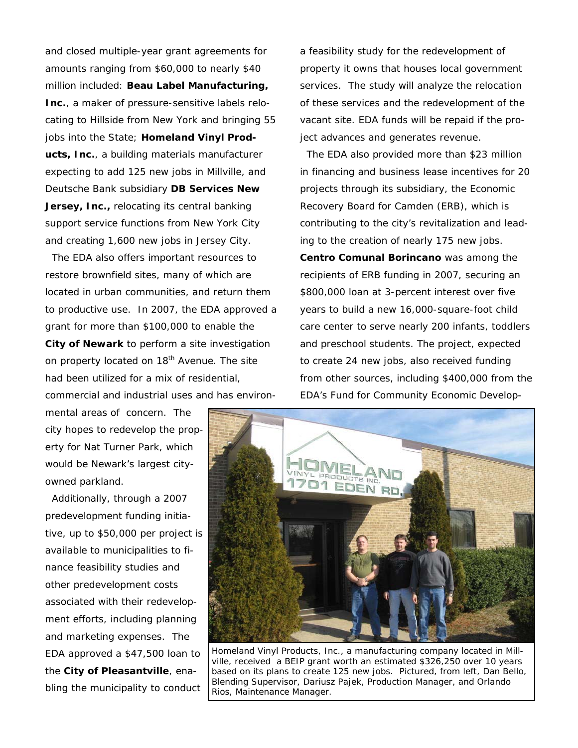and closed multiple-year grant agreements for amounts ranging from $60,000 to nearly $40 million included: **Beau Label Manufacturing, Inc.**, a maker of pressure-sensitive labels relocating to Hillside from New York and bringing 55 jobs into the State; **Homeland Vinyl Products, Inc.**, a building materials manufacturer expecting to add 125 new jobs in Millville, and Deutsche Bank subsidiary **DB Services New Jersey, Inc.,** relocating its central banking support service functions from New York City and creating 1,600 new jobs in Jersey City.

The EDA also offers important resources to restore brownfield sites, many of which are located in urban communities, and return them to productive use. In 2007, the EDA approved a grant for more than $100,000 to enable the **City of Newark** to perform a site investigation on property located on 18th Avenue. The site had been utilized for a mix of residential, commercial and industrial uses and has environmental areas of concern. The city hopes to redevelop the property for Nat Turner Park, which would be Newark's largest city-owned parkland.

Additionally, through a 2007 predevelopment funding initiative, up to $50,000 per project is available to municipalities to finance feasibility studies and other predevelopment costs associated with their redevelopment efforts, including planning and marketing expenses. The EDA approved a $47,500 loan to the **City of Pleasantville**, enabling the municipality to conduct a feasibility study for the redevelopment of property it owns that houses local government services. The study will analyze the relocation of these services and the redevelopment of the vacant site. EDA funds will be repaid if the project advances and generates revenue.

The EDA also provided more than $23 million in financing and business lease incentives for 20 projects through its subsidiary, the Economic Recovery Board for Camden (ERB), which is contributing to the city's revitalization and leading to the creation of nearly 175 new jobs. **Centro Comunal Borincano** was among the recipients of ERB funding in 2007, securing an $800,000 loan at 3-percent interest over five years to build a new 16,000-square-foot child care center to serve nearly 200 infants, toddlers and preschool students. The project, expected to create 24 new jobs, also received funding from other sources, including $400,000 from the EDA's Fund for Community Economic Develop-

Homeland Vinyl Products, Inc., a manufacturing company located in Millville, received a BEIP grant worth an estimated $326,250 over 10 years based on its plans to create 125 new jobs. Pictured, from left, Dan Bello, Blending Supervisor, Dariusz Pajek, Production Manager, and Orlando Rios, Maintenance Manager.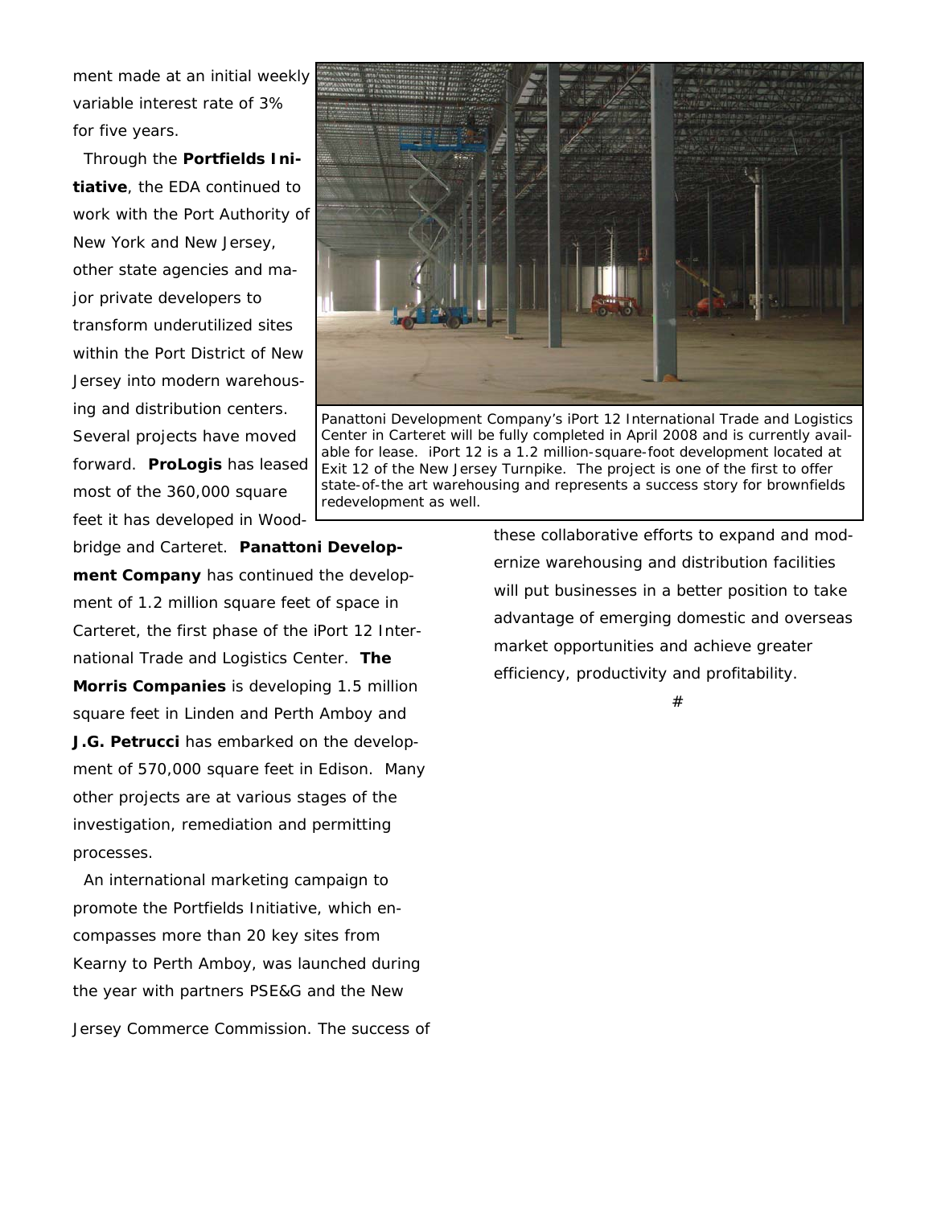ment made at an initial weekly variable interest rate of 3% for five years.

Through the **Portfields Initiative**, the EDA continued to work with the Port Authority of New York and New Jersey, other state agencies and major private developers to transform underutilized sites within the Port District of New Jersey into modern warehousing and distribution centers. Several projects have moved forward. **ProLogis** has leased most of the 360,000 square feet it has developed in Woodbridge and Carteret. **Panattoni Development Company** has continued the development of 1.2 million square feet of space in Carteret, the first phase of the iPort 12 International Trade and Logistics Center. **The Morris Companies** is developing 1.5 million square feet in Linden and Perth Amboy and **J.G. Petrucci** has embarked on the development of 570,000 square feet in Edison. Many other projects are at various stages of the investigation, remediation and permitting processes.

Panattoni Development Company's iPort 12 International Trade and Logistics Center in Carteret will be fully completed in April 2008 and is currently available for lease. iPort 12 is a 1.2 million-square-foot development located at Exit 12 of the New Jersey Turnpike. The project is one of the first to offer state-of-the art warehousing and represents a success story for brownfields redevelopment as well.

An international marketing campaign to promote the Portfields Initiative, which encompasses more than 20 key sites from Kearny to Perth Amboy, was launched during the year with partners PSE&G and the New Jersey Commerce Commission. The success of these collaborative efforts to expand and modernize warehousing and distribution facilities will put businesses in a better position to take advantage of emerging domestic and overseas market opportunities and achieve greater efficiency, productivity and profitability.

#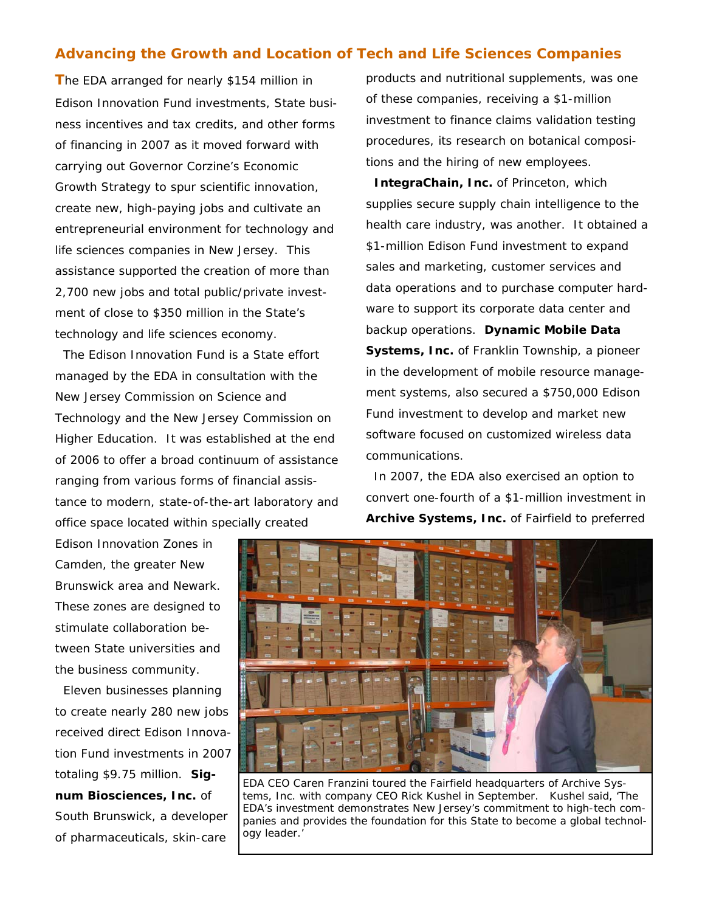## Advancing the Growth and Location of Tech and Life Sciences Companies

The EDA arranged for nearly $154 million in Edison Innovation Fund investments, State business incentives and tax credits, and other forms of financing in 2007 as it moved forward with carrying out Governor Corzine's Economic Growth Strategy to spur scientific innovation, create new, high-paying jobs and cultivate an entrepreneurial environment for technology and life sciences companies in New Jersey. This assistance supported the creation of more than 2,700 new jobs and total public/private investment of close to $350 million in the State's technology and life sciences economy.

The Edison Innovation Fund is a State effort managed by the EDA in consultation with the New Jersey Commission on Science and Technology and the New Jersey Commission on Higher Education. It was established at the end of 2006 to offer a broad continuum of assistance ranging from various forms of financial assistance to modern, state-of-the-art laboratory and office space located within specially created Edison Innovation Zones in Camden, the greater New Brunswick area and Newark. These zones are designed to stimulate collaboration between State universities and the business community.

Eleven businesses planning to create nearly 280 new jobs received direct Edison Innovation Fund investments in 2007 totaling $9.75 million. **Signum Biosciences, Inc.** of South Brunswick, a developer of pharmaceuticals, skin-care products and nutritional supplements, was one of these companies, receiving a $1-million investment to finance claims validation testing procedures, its research on botanical compositions and the hiring of new employees.

**IntegraChain, Inc.** of Princeton, which supplies secure supply chain intelligence to the health care industry, was another. It obtained a $1-million Edison Fund investment to expand sales and marketing, customer services and data operations and to purchase computer hardware to support its corporate data center and backup operations. **Dynamic Mobile Data Systems, Inc.** of Franklin Township, a pioneer in the development of mobile resource management systems, also secured a $750,000 Edison Fund investment to develop and market new software focused on customized wireless data communications.

In 2007, the EDA also exercised an option to convert one-fourth of a $1-million investment in **Archive Systems, Inc.** of Fairfield to preferred

EDA CEO Caren Franzini toured the Fairfield headquarters of Archive Systems, Inc. with company CEO Rick Kushel in September. Kushel said, 'The EDA's investment demonstrates New Jersey's commitment to high-tech companies and provides the foundation for this State to become a global technology leader.'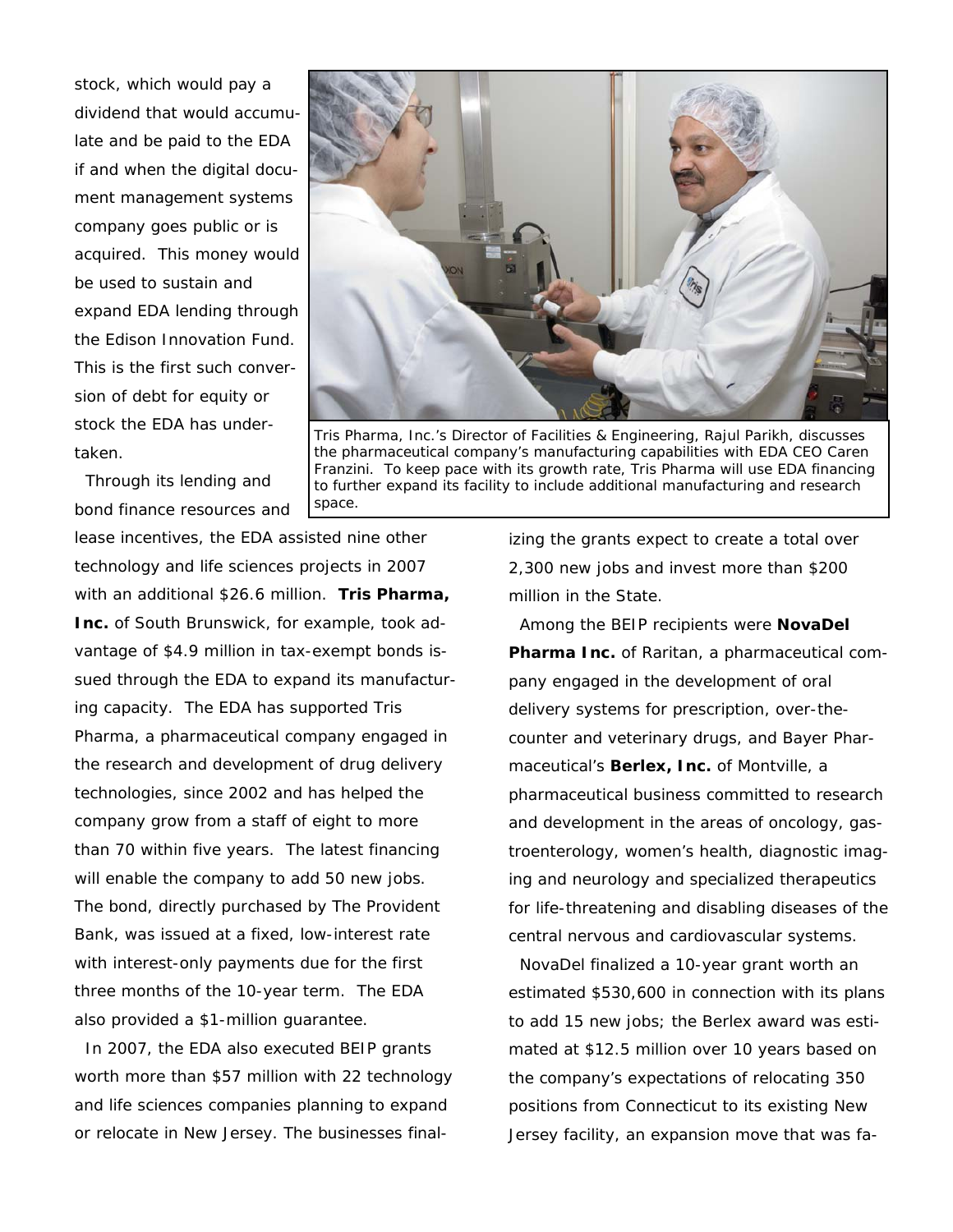stock, which would pay a dividend that would accumulate and be paid to the EDA if and when the digital document management systems company goes public or is acquired. This money would be used to sustain and expand EDA lending through the Edison Innovation Fund. This is the first such conversion of debt for equity or stock the EDA has undertaken.

Tris Pharma, Inc.'s Director of Facilities & Engineering, Rajul Parikh, discusses the pharmaceutical company's manufacturing capabilities with EDA CEO Caren Franzini. To keep pace with its growth rate, Tris Pharma will use EDA financing to further expand its facility to include additional manufacturing and research space.

Through its lending and bond finance resources and lease incentives, the EDA assisted nine other technology and life sciences projects in 2007 with an additional $26.6 million. **Tris Pharma, Inc.** of South Brunswick, for example, took advantage of $4.9 million in tax-exempt bonds issued through the EDA to expand its manufacturing capacity. The EDA has supported Tris Pharma, a pharmaceutical company engaged in the research and development of drug delivery technologies, since 2002 and has helped the company grow from a staff of eight to more than 70 within five years. The latest financing will enable the company to add 50 new jobs. The bond, directly purchased by The Provident Bank, was issued at a fixed, low-interest rate with interest-only payments due for the first three months of the 10-year term. The EDA also provided a $1-million guarantee.

In 2007, the EDA also executed BEIP grants worth more than $57 million with 22 technology and life sciences companies planning to expand or relocate in New Jersey. The businesses finalizing the grants expect to create a total over 2,300 new jobs and invest more than $200 million in the State.

Among the BEIP recipients were **NovaDel Pharma Inc.** of Raritan, a pharmaceutical company engaged in the development of oral delivery systems for prescription, over-the-counter and veterinary drugs, and Bayer Pharmaceutical's **Berlex, Inc.** of Montville, a pharmaceutical business committed to research and development in the areas of oncology, gastroenterology, women's health, diagnostic imaging and neurology and specialized therapeutics for life-threatening and disabling diseases of the central nervous and cardiovascular systems.

NovaDel finalized a 10-year grant worth an estimated $530,600 in connection with its plans to add 15 new jobs; the Berlex award was estimated at $12.5 million over 10 years based on the company's expectations of relocating 350 positions from Connecticut to its existing New Jersey facility, an expansion move that was fa-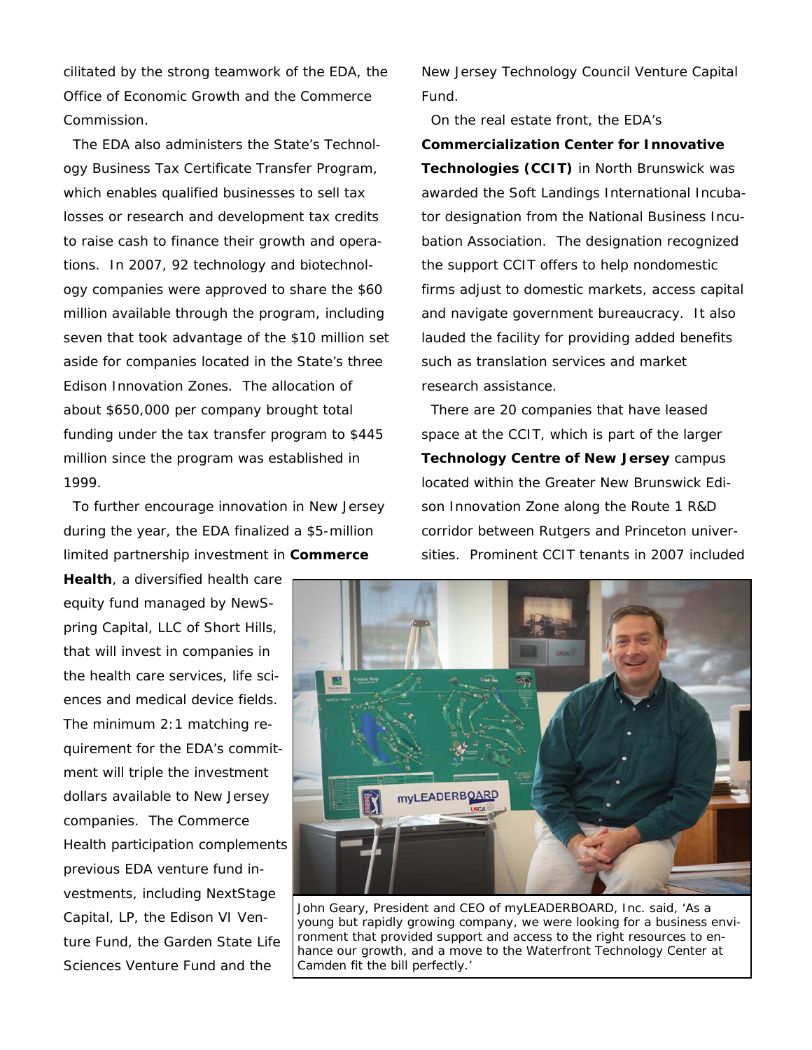cilitated by the strong teamwork of the EDA, the Office of Economic Growth and the Commerce Commission.

The EDA also administers the State's Technology Business Tax Certificate Transfer Program, which enables qualified businesses to sell tax losses or research and development tax credits to raise cash to finance their growth and operations. In 2007, 92 technology and biotechnology companies were approved to share the $60 million available through the program, including seven that took advantage of the $10 million set aside for companies located in the State's three Edison Innovation Zones. The allocation of about $650,000 per company brought total funding under the tax transfer program to $445 million since the program was established in 1999.

To further encourage innovation in New Jersey during the year, the EDA finalized a $5-million limited partnership investment in **Commerce Health**, a diversified health care equity fund managed by NewSpring Capital, LLC of Short Hills, that will invest in companies in the health care services, life sciences and medical device fields. The minimum 2:1 matching requirement for the EDA's commitment will triple the investment dollars available to New Jersey companies. The Commerce Health participation complements previous EDA venture fund investments, including NextStage Capital, LP, the Edison VI Venture Fund, the Garden State Life Sciences Venture Fund and the New Jersey Technology Council Venture Capital Fund.

On the real estate front, the EDA's **Commercialization Center for Innovative Technologies (CCIT)** in North Brunswick was awarded the Soft Landings International Incubator designation from the National Business Incubation Association. The designation recognized the support CCIT offers to help nondomestic firms adjust to domestic markets, access capital and navigate government bureaucracy. It also lauded the facility for providing added benefits such as translation services and market research assistance.

There are 20 companies that have leased space at the CCIT, which is part of the larger **Technology Centre of New Jersey** campus located within the Greater New Brunswick Edison Innovation Zone along the Route 1 R&D corridor between Rutgers and Princeton universities. Prominent CCIT tenants in 2007 included

John Geary, President and CEO of myLEADERBOARD, Inc. said, 'As a young but rapidly growing company, we were looking for a business environment that provided support and access to the right resources to enhance our growth, and a move to the Waterfront Technology Center at Camden fit the bill perfectly.'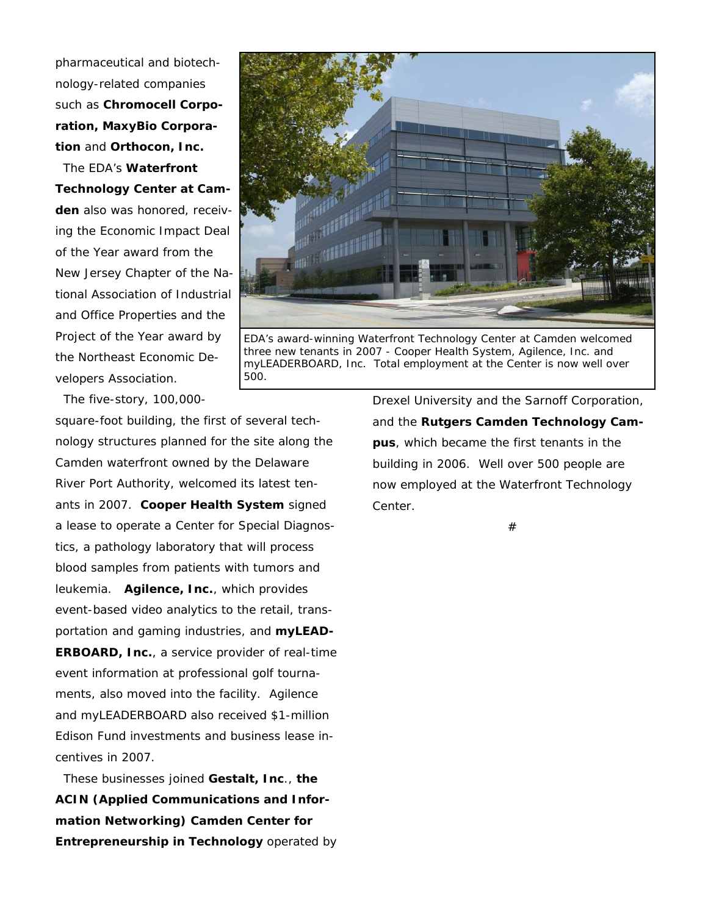pharmaceutical and biotechnology-related companies such as **Chromocell Corporation, MaxyBio Corporation** and **Orthocon, Inc.**

The EDA's **Waterfront Technology Center at Camden** also was honored, receiving the Economic Impact Deal of the Year award from the New Jersey Chapter of the National Association of Industrial and Office Properties and the Project of the Year award by the Northeast Economic Developers Association.

EDA's award-winning Waterfront Technology Center at Camden welcomed three new tenants in 2007 - Cooper Health System, Agilence, Inc. and myLEADERBOARD, Inc. Total employment at the Center is now well over 500.

The five-story, 100,000-square-foot building, the first of several technology structures planned for the site along the Camden waterfront owned by the Delaware River Port Authority, welcomed its latest tenants in 2007. **Cooper Health System** signed a lease to operate a Center for Special Diagnostics, a pathology laboratory that will process blood samples from patients with tumors and leukemia. **Agilence, Inc.**, which provides event-based video analytics to the retail, transportation and gaming industries, and **myLEADERBOARD, Inc.**, a service provider of real-time event information at professional golf tournaments, also moved into the facility. Agilence and myLEADERBOARD also received $1-million Edison Fund investments and business lease incentives in 2007.

These businesses joined **Gestalt, Inc**., **the ACIN (Applied Communications and Information Networking) Camden Center for Entrepreneurship in Technology** operated by Drexel University and the Sarnoff Corporation, and the **Rutgers Camden Technology Campus**, which became the first tenants in the building in 2006. Well over 500 people are now employed at the Waterfront Technology Center.

#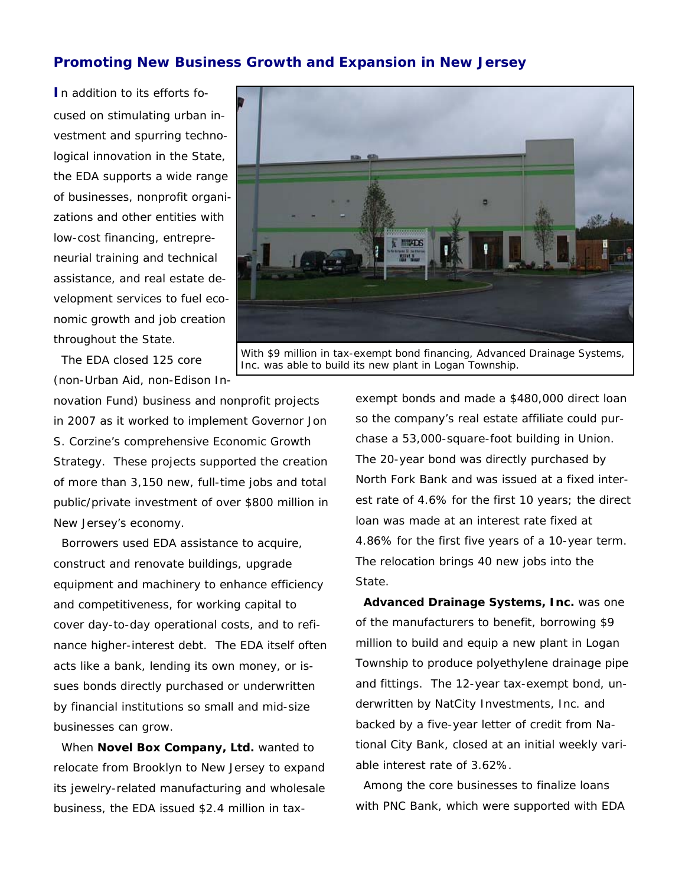## Promoting New Business Growth and Expansion in New Jersey

In addition to its efforts focused on stimulating urban investment and spurring technological innovation in the State, the EDA supports a wide range of businesses, nonprofit organizations and other entities with low-cost financing, entrepreneurial training and technical assistance, and real estate development services to fuel economic growth and job creation throughout the State.

With $9 million in tax-exempt bond financing, Advanced Drainage Systems, Inc. was able to build its new plant in Logan Township.

The EDA closed 125 core (non-Urban Aid, non-Edison Innovation Fund) business and nonprofit projects in 2007 as it worked to implement Governor Jon S. Corzine's comprehensive Economic Growth Strategy. These projects supported the creation of more than 3,150 new, full-time jobs and total public/private investment of over $800 million in New Jersey's economy.

Borrowers used EDA assistance to acquire, construct and renovate buildings, upgrade equipment and machinery to enhance efficiency and competitiveness, for working capital to cover day-to-day operational costs, and to refinance higher-interest debt. The EDA itself often acts like a bank, lending its own money, or issues bonds directly purchased or underwritten by financial institutions so small and mid-size businesses can grow.

When **Novel Box Company, Ltd.** wanted to relocate from Brooklyn to New Jersey to expand its jewelry-related manufacturing and wholesale business, the EDA issued $2.4 million in tax-exempt bonds and made a $480,000 direct loan so the company's real estate affiliate could purchase a 53,000-square-foot building in Union. The 20-year bond was directly purchased by North Fork Bank and was issued at a fixed interest rate of 4.6% for the first 10 years; the direct loan was made at an interest rate fixed at 4.86% for the first five years of a 10-year term. The relocation brings 40 new jobs into the State.

**Advanced Drainage Systems, Inc.** was one of the manufacturers to benefit, borrowing $9 million to build and equip a new plant in Logan Township to produce polyethylene drainage pipe and fittings. The 12-year tax-exempt bond, underwritten by NatCity Investments, Inc. and backed by a five-year letter of credit from National City Bank, closed at an initial weekly variable interest rate of 3.62%.

Among the core businesses to finalize loans with PNC Bank, which were supported with EDA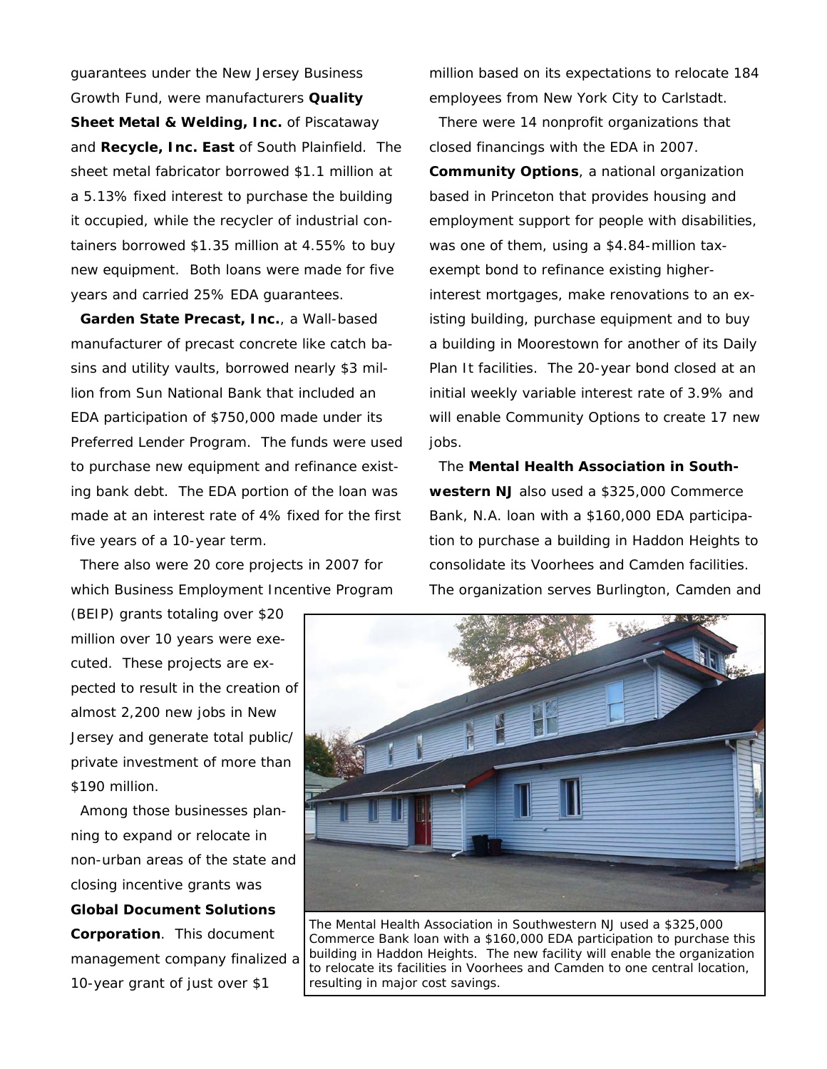guarantees under the New Jersey Business Growth Fund, were manufacturers **Quality Sheet Metal & Welding, Inc.** of Piscataway and **Recycle, Inc. East** of South Plainfield. The sheet metal fabricator borrowed $1.1 million at a 5.13% fixed interest to purchase the building it occupied, while the recycler of industrial containers borrowed $1.35 million at 4.55% to buy new equipment. Both loans were made for five years and carried 25% EDA guarantees.

**Garden State Precast, Inc.**, a Wall-based manufacturer of precast concrete like catch basins and utility vaults, borrowed nearly $3 million from Sun National Bank that included an EDA participation of $750,000 made under its Preferred Lender Program. The funds were used to purchase new equipment and refinance existing bank debt. The EDA portion of the loan was made at an interest rate of 4% fixed for the first five years of a 10-year term.

There also were 20 core projects in 2007 for which Business Employment Incentive Program (BEIP) grants totaling over $20 million over 10 years were executed. These projects are expected to result in the creation of almost 2,200 new jobs in New Jersey and generate total public/private investment of more than $190 million.

Among those businesses planning to expand or relocate in non-urban areas of the state and closing incentive grants was **Global Document Solutions Corporation**. This document management company finalized a 10-year grant of just over $1 million based on its expectations to relocate 184 employees from New York City to Carlstadt.

There were 14 nonprofit organizations that closed financings with the EDA in 2007. **Community Options**, a national organization based in Princeton that provides housing and employment support for people with disabilities, was one of them, using a $4.84-million tax-exempt bond to refinance existing higher-interest mortgages, make renovations to an existing building, purchase equipment and to buy a building in Moorestown for another of its Daily Plan It facilities. The 20-year bond closed at an initial weekly variable interest rate of 3.9% and will enable Community Options to create 17 new jobs.

The **Mental Health Association in Southwestern NJ** also used a $325,000 Commerce Bank, N.A. loan with a $160,000 EDA participation to purchase a building in Haddon Heights to consolidate its Voorhees and Camden facilities. The organization serves Burlington, Camden and

The Mental Health Association in Southwestern NJ used a $325,000 Commerce Bank loan with a $160,000 EDA participation to purchase this building in Haddon Heights. The new facility will enable the organization to relocate its facilities in Voorhees and Camden to one central location, resulting in major cost savings.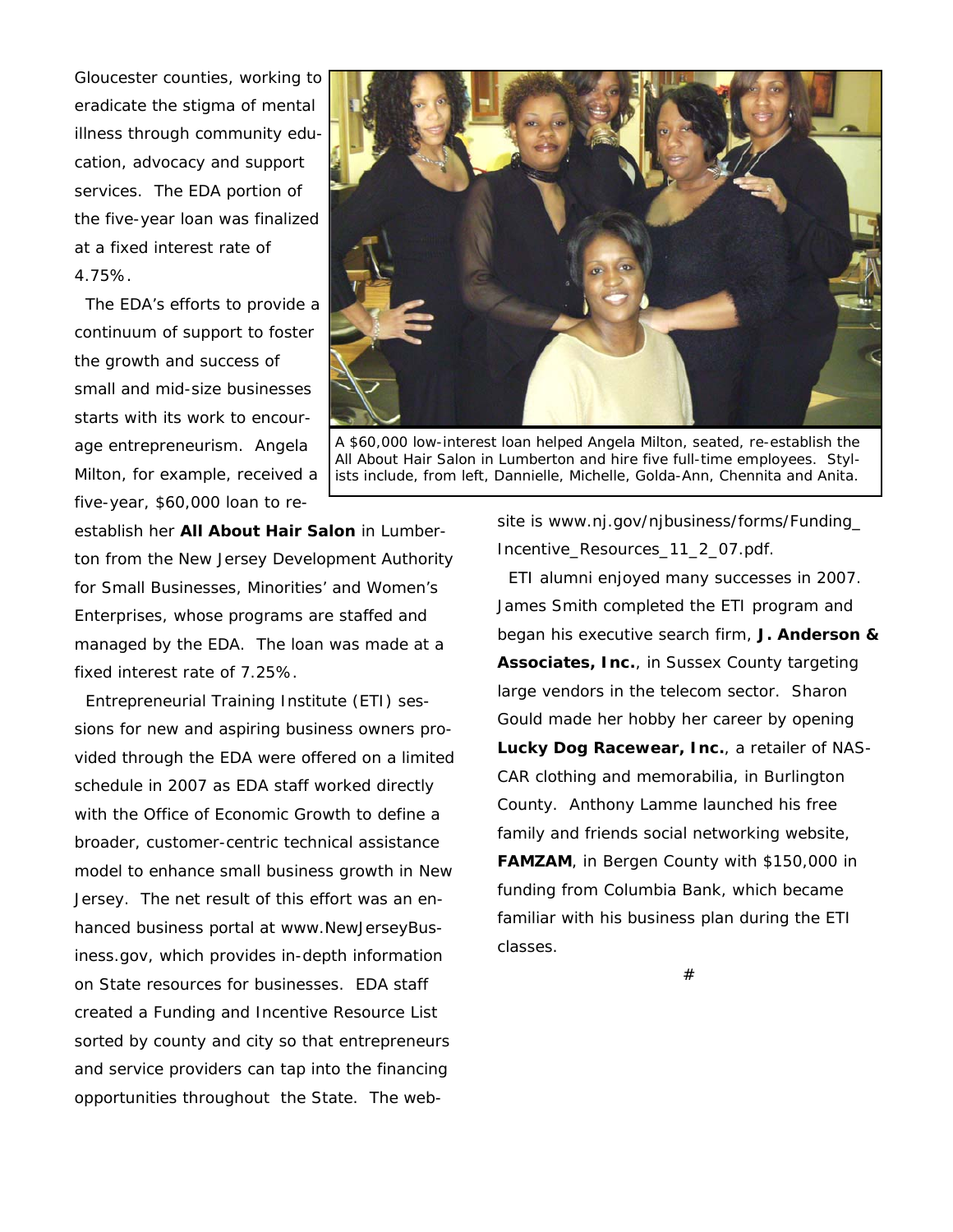Gloucester counties, working to eradicate the stigma of mental illness through community education, advocacy and support services. The EDA portion of the five-year loan was finalized at a fixed interest rate of 4.75%.

The EDA's efforts to provide a continuum of support to foster the growth and success of small and mid-size businesses starts with its work to encourage entrepreneurism. Angela Milton, for example, received a five-year, $60,000 loan to re-establish her **All About Hair Salon** in Lumberton from the New Jersey Development Authority for Small Businesses, Minorities' and Women's Enterprises, whose programs are staffed and managed by the EDA. The loan was made at a fixed interest rate of 7.25%.

A $60,000 low-interest loan helped Angela Milton, seated, re-establish the All About Hair Salon in Lumberton and hire five full-time employees. Stylists include, from left, Dannielle, Michelle, Golda-Ann, Chennita and Anita.

Entrepreneurial Training Institute (ETI) sessions for new and aspiring business owners provided through the EDA were offered on a limited schedule in 2007 as EDA staff worked directly with the Office of Economic Growth to define a broader, customer-centric technical assistance model to enhance small business growth in New Jersey. The net result of this effort was an enhanced business portal at www.NewJerseyBusiness.gov, which provides in-depth information on State resources for businesses. EDA staff created a Funding and Incentive Resource List sorted by county and city so that entrepreneurs and service providers can tap into the financing opportunities throughout the State. The website is www.nj.gov/njbusiness/forms/Funding_Incentive_Resources_11_2_07.pdf.

ETI alumni enjoyed many successes in 2007. James Smith completed the ETI program and began his executive search firm, **J. Anderson & Associates, Inc.**, in Sussex County targeting large vendors in the telecom sector. Sharon Gould made her hobby her career by opening **Lucky Dog Racewear, Inc.**, a retailer of NASCAR clothing and memorabilia, in Burlington County. Anthony Lamme launched his free family and friends social networking website, **FAMZAM**, in Bergen County with $150,000 in funding from Columbia Bank, which became familiar with his business plan during the ETI classes.

#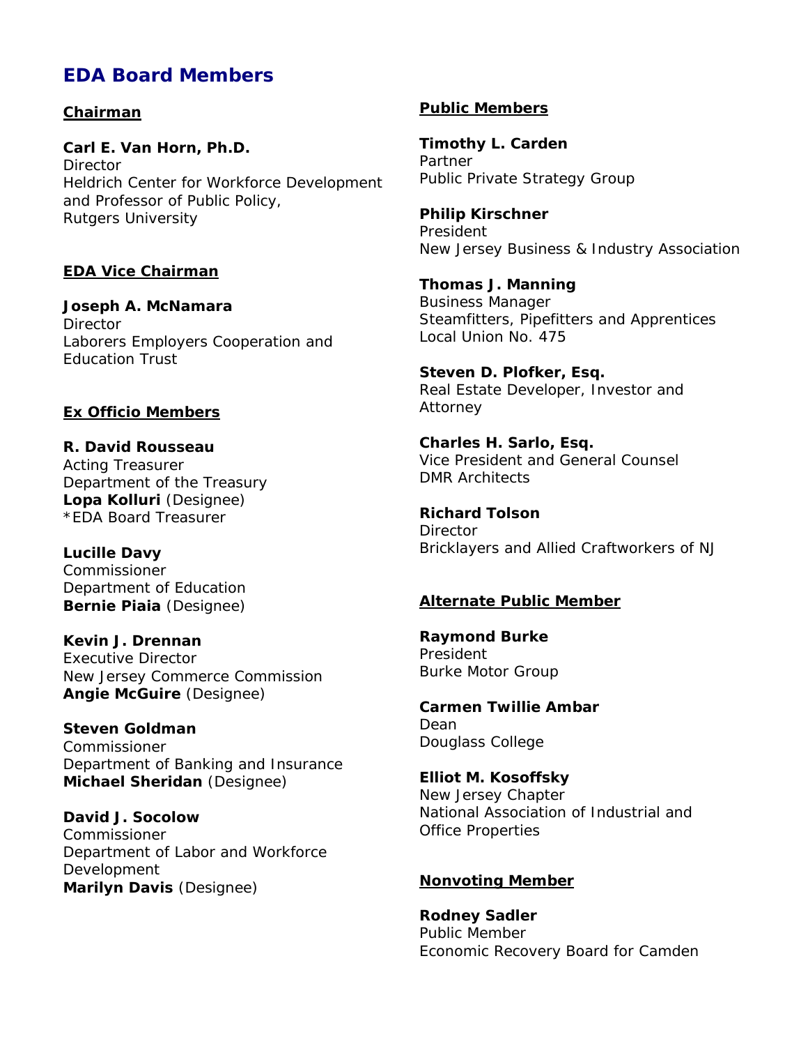# EDA Board Members

## Chairman

**Carl E. Van Horn, Ph.D.**
Director
Heldrich Center for Workforce Development and Professor of Public Policy,
Rutgers University

## EDA Vice Chairman

**Joseph A. McNamara**
Director
Laborers Employers Cooperation and Education Trust

## Ex Officio Members

**R. David Rousseau**
Acting Treasurer
Department of the Treasury
**Lopa Kolluri** (Designee)
*EDA Board Treasurer

**Lucille Davy**
Commissioner
Department of Education
**Bernie Piaia** (Designee)

**Kevin J. Drennan**
Executive Director
New Jersey Commerce Commission
**Angie McGuire** (Designee)

**Steven Goldman**
Commissioner
Department of Banking and Insurance
**Michael Sheridan** (Designee)

**David J. Socolow**
Commissioner
Department of Labor and Workforce Development
**Marilyn Davis** (Designee)

## Public Members

**Timothy L. Carden**
Partner
Public Private Strategy Group

**Philip Kirschner**
President
New Jersey Business & Industry Association

**Thomas J. Manning**
Business Manager
Steamfitters, Pipefitters and Apprentices
Local Union No. 475

**Steven D. Plofker, Esq.**
Real Estate Developer, Investor and Attorney

**Charles H. Sarlo, Esq.**
Vice President and General Counsel
DMR Architects

**Richard Tolson**
Director
Bricklayers and Allied Craftworkers of NJ

## Alternate Public Member

**Raymond Burke**
President
Burke Motor Group

**Carmen Twillie Ambar**
Dean
Douglass College

**Elliot M. Kosoffsky**
New Jersey Chapter
National Association of Industrial and Office Properties

## Nonvoting Member

**Rodney Sadler**
Public Member
Economic Recovery Board for Camden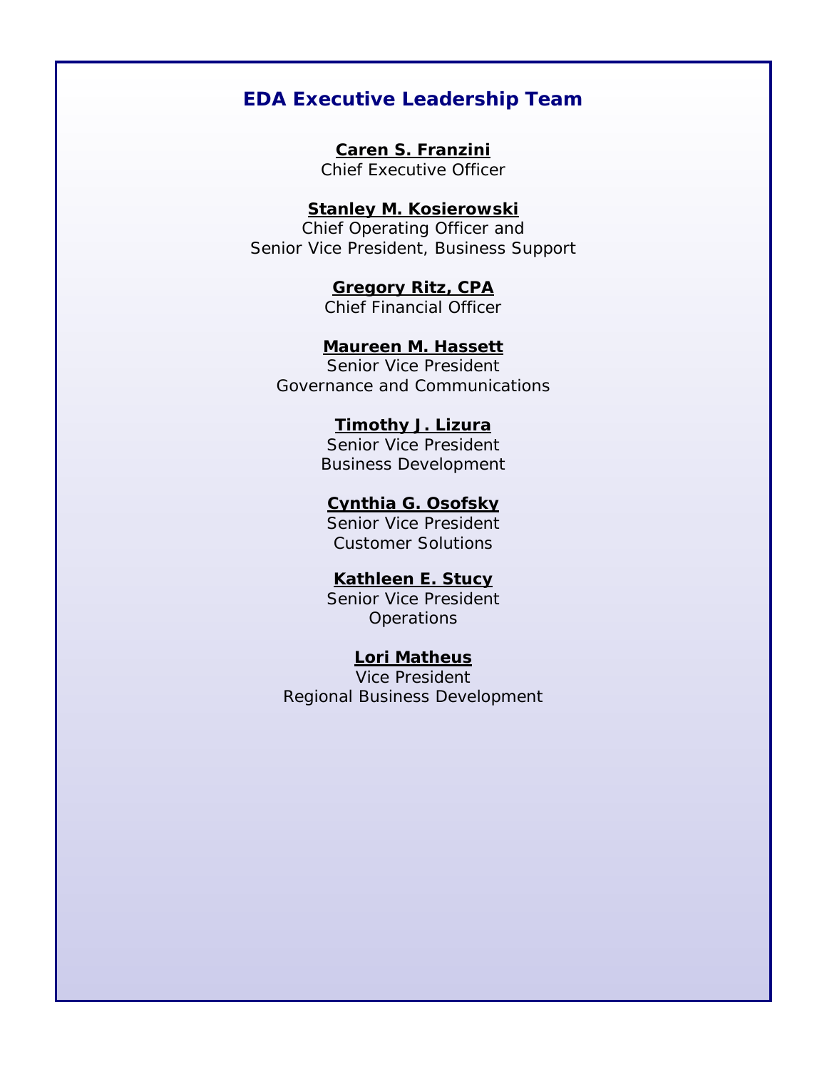## EDA Executive Leadership Team

**Caren S. Franzini**
Chief Executive Officer

**Stanley M. Kosierowski**
Chief Operating Officer and
Senior Vice President, Business Support

**Gregory Ritz, CPA**
Chief Financial Officer

**Maureen M. Hassett**
Senior Vice President
Governance and Communications

**Timothy J. Lizura**
Senior Vice President
Business Development

**Cynthia G. Osofsky**
Senior Vice President
Customer Solutions

**Kathleen E. Stucy**
Senior Vice President
Operations

**Lori Matheus**
Vice President
Regional Business Development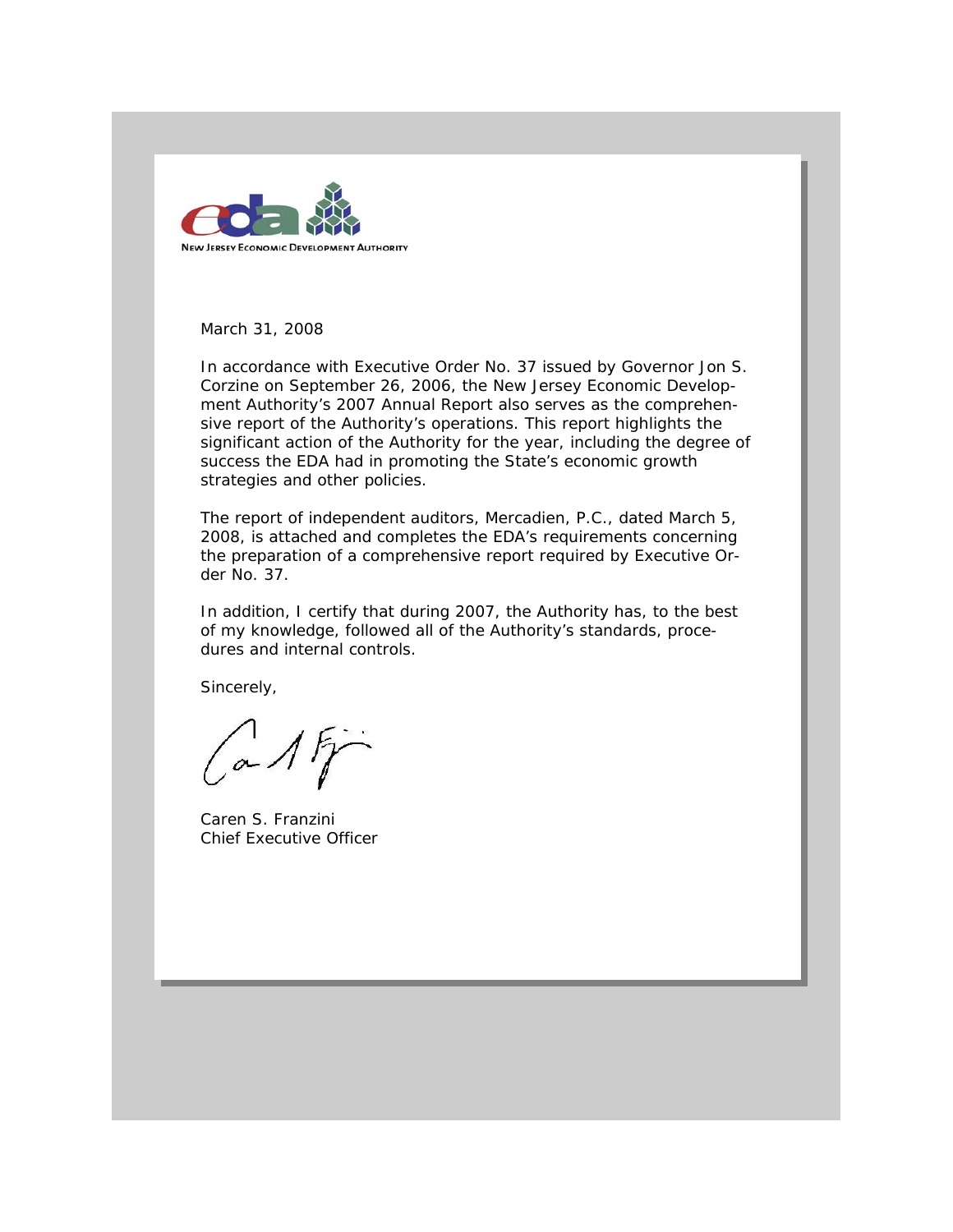eda

New Jersey Economic Development Authority

March 31, 2008

In accordance with Executive Order No. 37 issued by Governor Jon S. Corzine on September 26, 2006, the New Jersey Economic Development Authority's 2007 Annual Report also serves as the comprehensive report of the Authority's operations. This report highlights the significant action of the Authority for the year, including the degree of success the EDA had in promoting the State's economic growth strategies and other policies.

The report of independent auditors, Mercadien, P.C., dated March 5, 2008, is attached and completes the EDA's requirements concerning the preparation of a comprehensive report required by Executive Order No. 37.

In addition, I certify that during 2007, the Authority has, to the best of my knowledge, followed all of the Authority's standards, procedures and internal controls.

Sincerely,

Caren S. Franzini
Chief Executive Officer